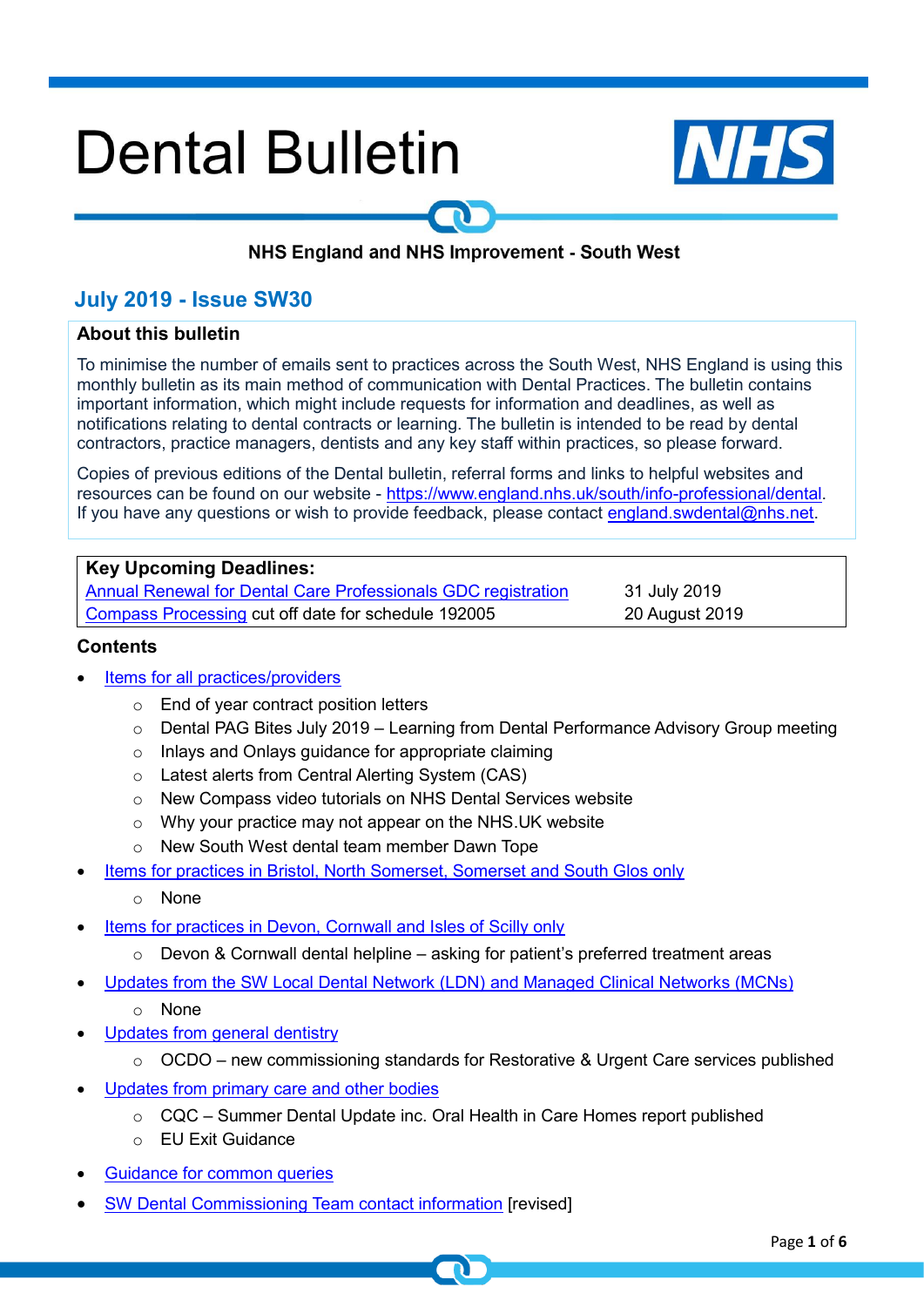# Dental Bulletin

**NHS England and NHS Improvement - South West**

## July 2019 - Issue SW30

### About this bulletin

To minimise the number of emails sent to practices across the South West, NHS England is using this monthly bulletin as its main method of communication with Dental Practices. The bulletin contains important information, which might include requests for information and deadlines, as well as notifications relating to dental contracts or learning. The bulletin is intended to be read by dental contractors, practice managers, dentists and any key staff within practices, so please forward.

Copies of previous editions of the Dental bulletin, referral forms and links to helpful websites and resources can be found on our website - https://www.england.nhs.uk/south/info-professional/dental. If you have any questions or wish to provide feedback, please contact england.swdental@nhs.net.

| **Key Upcoming Deadlines:** | |
|---|---|
| Annual Renewal for Dental Care Professionals GDC registration | 31 July 2019 |
| Compass Processing cut off date for schedule 192005 | 20 August 2019 |

### Contents

- Items for all practices/providers
  - End of year contract position letters
  - Dental PAG Bites July 2019 – Learning from Dental Performance Advisory Group meeting
  - Inlays and Onlays guidance for appropriate claiming
  - Latest alerts from Central Alerting System (CAS)
  - New Compass video tutorials on NHS Dental Services website
  - Why your practice may not appear on the NHS.UK website
  - New South West dental team member Dawn Tope
- Items for practices in Bristol, North Somerset, Somerset and South Glos only
  - None
- Items for practices in Devon, Cornwall and Isles of Scilly only
  - Devon & Cornwall dental helpline – asking for patient's preferred treatment areas
- Updates from the SW Local Dental Network (LDN) and Managed Clinical Networks (MCNs)
  - None
- Updates from general dentistry
  - OCDO – new commissioning standards for Restorative & Urgent Care services published
- Updates from primary care and other bodies
  - CQC – Summer Dental Update inc. Oral Health in Care Homes report published
  - EU Exit Guidance
- Guidance for common queries
- SW Dental Commissioning Team contact information [revised]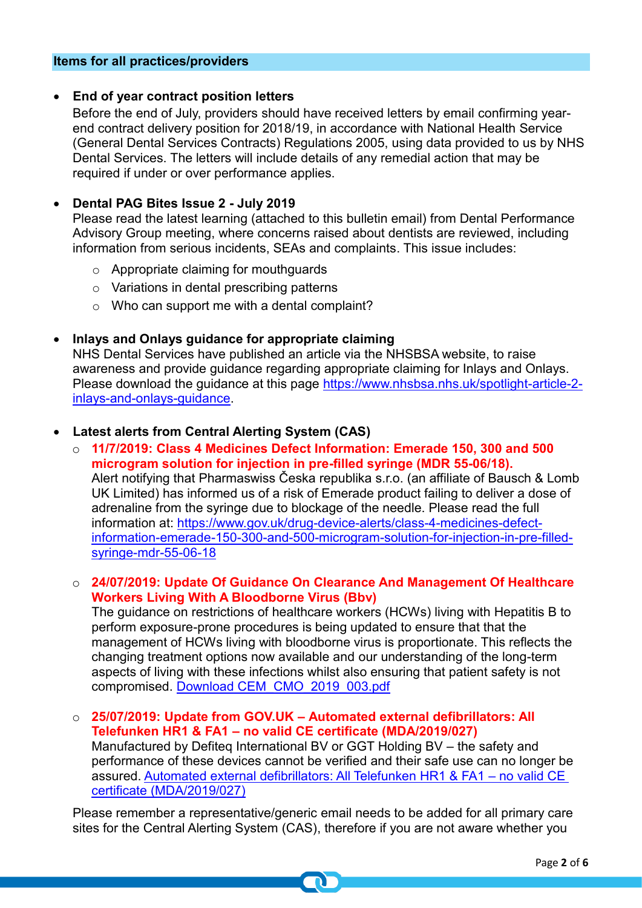## Items for all practices/providers

- **End of year contract position letters**
  Before the end of July, providers should have received letters by email confirming year-end contract delivery position for 2018/19, in accordance with National Health Service (General Dental Services Contracts) Regulations 2005, using data provided to us by NHS Dental Services. The letters will include details of any remedial action that may be required if under or over performance applies.

- **Dental PAG Bites Issue 2 - July 2019**
  Please read the latest learning (attached to this bulletin email) from Dental Performance Advisory Group meeting, where concerns raised about dentists are reviewed, including information from serious incidents, SEAs and complaints. This issue includes:
  - Appropriate claiming for mouthguards
  - Variations in dental prescribing patterns
  - Who can support me with a dental complaint?

- **Inlays and Onlays guidance for appropriate claiming**
  NHS Dental Services have published an article via the NHSBSA website, to raise awareness and provide guidance regarding appropriate claiming for Inlays and Onlays. Please download the guidance at this page [https://www.nhsbsa.nhs.uk/spotlight-article-2-inlays-and-onlays-guidance](https://www.nhsbsa.nhs.uk/spotlight-article-2-inlays-and-onlays-guidance).

- **Latest alerts from Central Alerting System (CAS)**
  - **11/7/2019: Class 4 Medicines Defect Information: Emerade 150, 300 and 500 microgram solution for injection in pre-filled syringe (MDR 55-06/18).**
    Alert notifying that Pharmaswiss Česka republika s.r.o. (an affiliate of Bausch & Lomb UK Limited) has informed us of a risk of Emerade product failing to deliver a dose of adrenaline from the syringe due to blockage of the needle. Please read the full information at: [https://www.gov.uk/drug-device-alerts/class-4-medicines-defect-information-emerade-150-300-and-500-microgram-solution-for-injection-in-pre-filled-syringe-mdr-55-06-18](https://www.gov.uk/drug-device-alerts/class-4-medicines-defect-information-emerade-150-300-and-500-microgram-solution-for-injection-in-pre-filled-syringe-mdr-55-06-18)
  - **24/07/2019: Update Of Guidance On Clearance And Management Of Healthcare Workers Living With A Bloodborne Virus (Bbv)**
    The guidance on restrictions of healthcare workers (HCWs) living with Hepatitis B to perform exposure-prone procedures is being updated to ensure that that the management of HCWs living with bloodborne virus is proportionate. This reflects the changing treatment options now available and our understanding of the long-term aspects of living with these infections whilst also ensuring that patient safety is not compromised. Download CEM_CMO_2019_003.pdf
  - **25/07/2019: Update from GOV.UK – Automated external defibrillators: All Telefunken HR1 & FA1 – no valid CE certificate (MDA/2019/027)**
    Manufactured by Defiteq International BV or GGT Holding BV – the safety and performance of these devices cannot be verified and their safe use can no longer be assured. Automated external defibrillators: All Telefunken HR1 & FA1 – no valid CE certificate (MDA/2019/027)

  Please remember a representative/generic email needs to be added for all primary care sites for the Central Alerting System (CAS), therefore if you are not aware whether you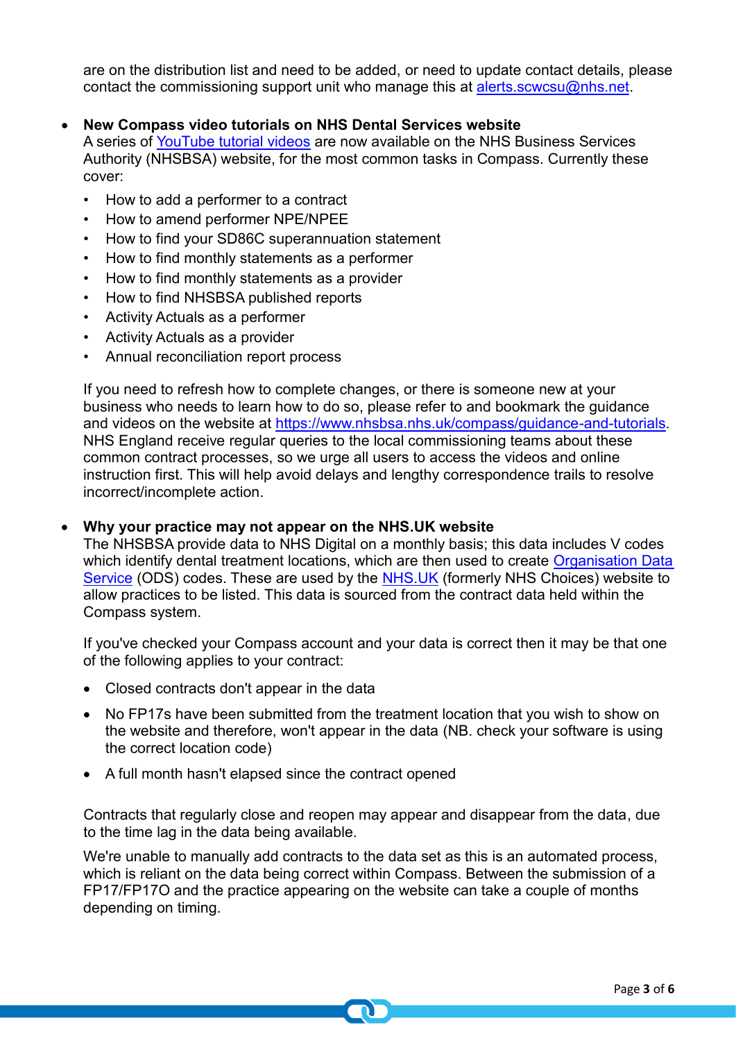are on the distribution list and need to be added, or need to update contact details, please contact the commissioning support unit who manage this at alerts.scwcsu@nhs.net.

- **New Compass video tutorials on NHS Dental Services website**

  A series of YouTube tutorial videos are now available on the NHS Business Services Authority (NHSBSA) website, for the most common tasks in Compass. Currently these cover:

  - How to add a performer to a contract
  - How to amend performer NPE/NPEE
  - How to find your SD86C superannuation statement
  - How to find monthly statements as a performer
  - How to find monthly statements as a provider
  - How to find NHSBSA published reports
  - Activity Actuals as a performer
  - Activity Actuals as a provider
  - Annual reconciliation report process

  If you need to refresh how to complete changes, or there is someone new at your business who needs to learn how to do so, please refer to and bookmark the guidance and videos on the website at https://www.nhsbsa.nhs.uk/compass/guidance-and-tutorials. NHS England receive regular queries to the local commissioning teams about these common contract processes, so we urge all users to access the videos and online instruction first. This will help avoid delays and lengthy correspondence trails to resolve incorrect/incomplete action.

- **Why your practice may not appear on the NHS.UK website**

  The NHSBSA provide data to NHS Digital on a monthly basis; this data includes V codes which identify dental treatment locations, which are then used to create Organisation Data Service (ODS) codes. These are used by the NHS.UK (formerly NHS Choices) website to allow practices to be listed. This data is sourced from the contract data held within the Compass system.

  If you've checked your Compass account and your data is correct then it may be that one of the following applies to your contract:

  - Closed contracts don't appear in the data
  - No FP17s have been submitted from the treatment location that you wish to show on the website and therefore, won't appear in the data (NB. check your software is using the correct location code)
  - A full month hasn't elapsed since the contract opened

  Contracts that regularly close and reopen may appear and disappear from the data, due to the time lag in the data being available.

  We're unable to manually add contracts to the data set as this is an automated process, which is reliant on the data being correct within Compass. Between the submission of a FP17/FP17O and the practice appearing on the website can take a couple of months depending on timing.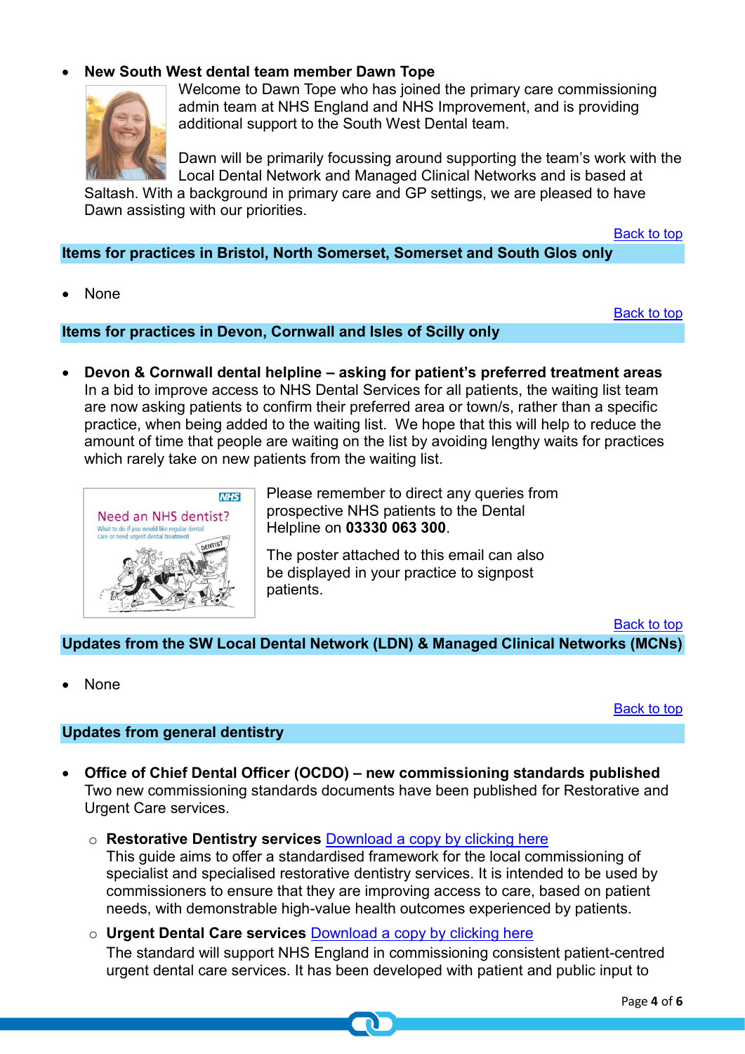- **New South West dental team member Dawn Tope**
  Welcome to Dawn Tope who has joined the primary care commissioning admin team at NHS England and NHS Improvement, and is providing additional support to the South West Dental team.

  Dawn will be primarily focussing around supporting the team's work with the Local Dental Network and Managed Clinical Networks and is based at Saltash. With a background in primary care and GP settings, we are pleased to have Dawn assisting with our priorities.

[Back to top]

## Items for practices in Bristol, North Somerset, Somerset and South Glos only

- None

[Back to top]

## Items for practices in Devon, Cornwall and Isles of Scilly only

- **Devon & Cornwall dental helpline – asking for patient's preferred treatment areas**
  In a bid to improve access to NHS Dental Services for all patients, the waiting list team are now asking patients to confirm their preferred area or town/s, rather than a specific practice, when being added to the waiting list. We hope that this will help to reduce the amount of time that people are waiting on the list by avoiding lengthy waits for practices which rarely take on new patients from the waiting list.

  Please remember to direct any queries from prospective NHS patients to the Dental Helpline on **03330 063 300**.

  The poster attached to this email can also be displayed in your practice to signpost patients.

[Back to top]

## Updates from the SW Local Dental Network (LDN) & Managed Clinical Networks (MCNs)

- None

[Back to top]

## Updates from general dentistry

- **Office of Chief Dental Officer (OCDO) – new commissioning standards published**
  Two new commissioning standards documents have been published for Restorative and Urgent Care services.
  - **Restorative Dentistry services** [Download a copy by clicking here]
    This guide aims to offer a standardised framework for the local commissioning of specialist and specialised restorative dentistry services. It is intended to be used by commissioners to ensure that they are improving access to care, based on patient needs, with demonstrable high-value health outcomes experienced by patients.
  - **Urgent Dental Care services** [Download a copy by clicking here]
    The standard will support NHS England in commissioning consistent patient-centred urgent dental care services. It has been developed with patient and public input to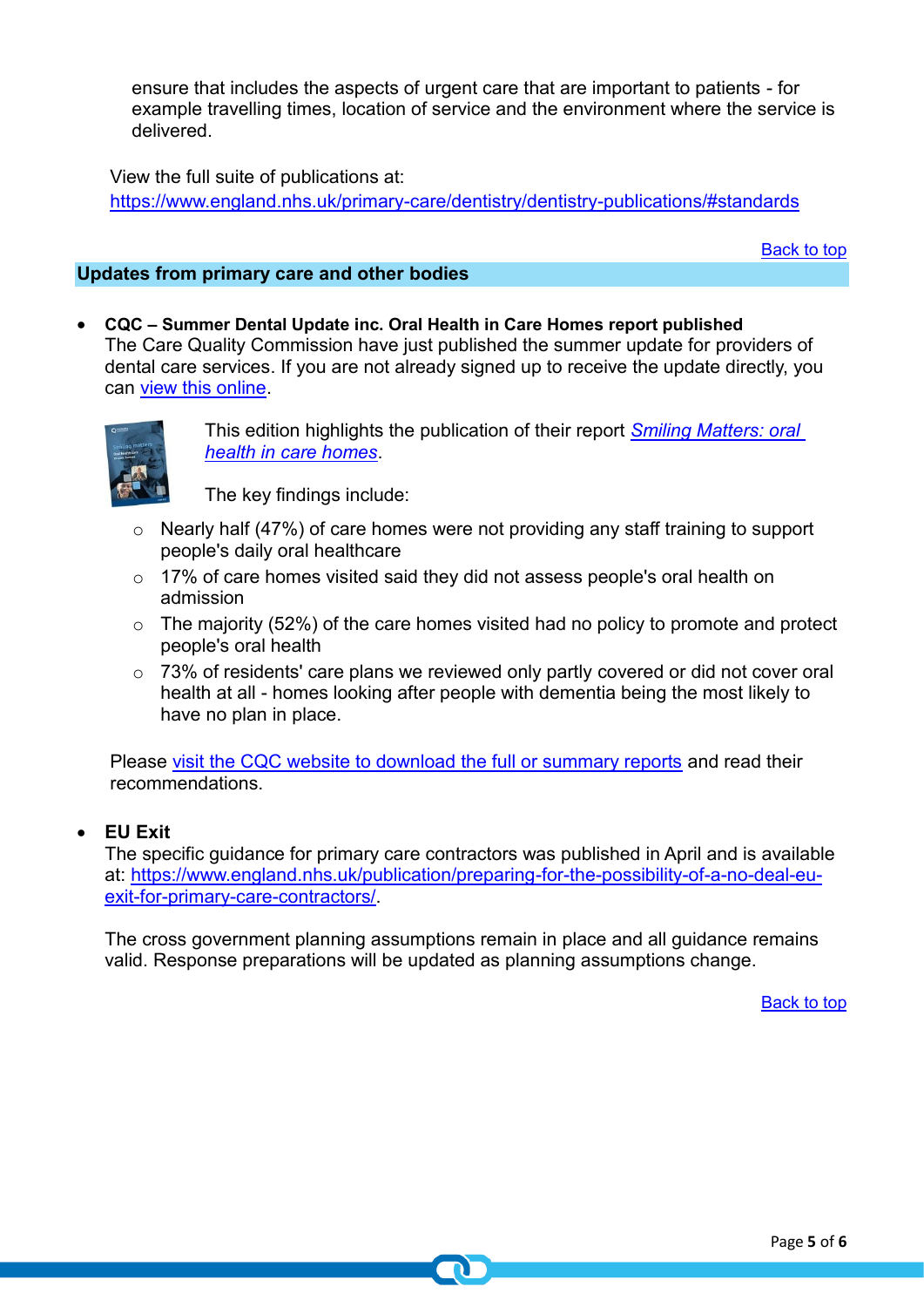ensure that includes the aspects of urgent care that are important to patients - for example travelling times, location of service and the environment where the service is delivered.

View the full suite of publications at: https://www.england.nhs.uk/primary-care/dentistry/dentistry-publications/#standards

Back to top

## Updates from primary care and other bodies

- **CQC – Summer Dental Update inc. Oral Health in Care Homes report published**
  The Care Quality Commission have just published the summer update for providers of dental care services. If you are not already signed up to receive the update directly, you can view this online.

  This edition highlights the publication of their report *Smiling Matters: oral health in care homes*.

  The key findings include:

  - Nearly half (47%) of care homes were not providing any staff training to support people's daily oral healthcare
  - 17% of care homes visited said they did not assess people's oral health on admission
  - The majority (52%) of the care homes visited had no policy to promote and protect people's oral health
  - 73% of residents' care plans we reviewed only partly covered or did not cover oral health at all - homes looking after people with dementia being the most likely to have no plan in place.

  Please visit the CQC website to download the full or summary reports and read their recommendations.

- **EU Exit**
  The specific guidance for primary care contractors was published in April and is available at: https://www.england.nhs.uk/publication/preparing-for-the-possibility-of-a-no-deal-eu-exit-for-primary-care-contractors/.

  The cross government planning assumptions remain in place and all guidance remains valid. Response preparations will be updated as planning assumptions change.

Back to top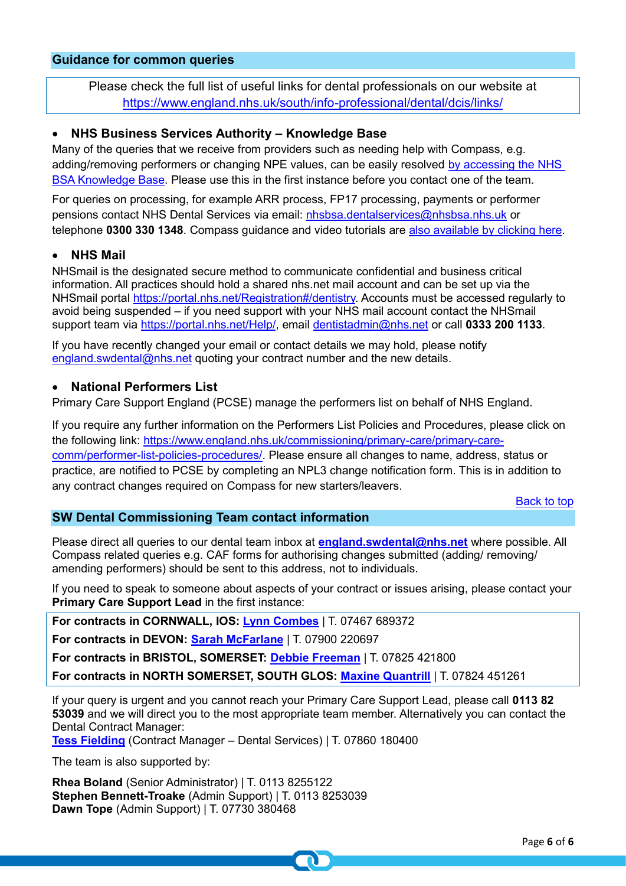## Guidance for common queries

Please check the full list of useful links for dental professionals on our website at https://www.england.nhs.uk/south/info-professional/dental/dcis/links/

- **NHS Business Services Authority – Knowledge Base**

Many of the queries that we receive from providers such as needing help with Compass, e.g. adding/removing performers or changing NPE values, can be easily resolved by accessing the NHS BSA Knowledge Base. Please use this in the first instance before you contact one of the team.

For queries on processing, for example ARR process, FP17 processing, payments or performer pensions contact NHS Dental Services via email: nhsbsa.dentalservices@nhsbsa.nhs.uk or telephone **0300 330 1348**. Compass guidance and video tutorials are also available by clicking here.

- **NHS Mail**

NHSmail is the designated secure method to communicate confidential and business critical information. All practices should hold a shared nhs.net mail account and can be set up via the NHSmail portal https://portal.nhs.net/Registration#/dentistry. Accounts must be accessed regularly to avoid being suspended – if you need support with your NHS mail account contact the NHSmail support team via https://portal.nhs.net/Help/, email dentistadmin@nhs.net or call **0333 200 1133**.

If you have recently changed your email or contact details we may hold, please notify england.swdental@nhs.net quoting your contract number and the new details.

- **National Performers List**

Primary Care Support England (PCSE) manage the performers list on behalf of NHS England.

If you require any further information on the Performers List Policies and Procedures, please click on the following link: https://www.england.nhs.uk/commissioning/primary-care/primary-care-comm/performer-list-policies-procedures/. Please ensure all changes to name, address, status or practice, are notified to PCSE by completing an NPL3 change notification form. This is in addition to any contract changes required on Compass for new starters/leavers.

Back to top

## SW Dental Commissioning Team contact information

Please direct all queries to our dental team inbox at **england.swdental@nhs.net** where possible. All Compass related queries e.g. CAF forms for authorising changes submitted (adding/ removing/ amending performers) should be sent to this address, not to individuals.

If you need to speak to someone about aspects of your contract or issues arising, please contact your **Primary Care Support Lead** in the first instance:

**For contracts in CORNWALL, IOS:** **Lynn Combes** | T. 07467 689372

**For contracts in DEVON:** **Sarah McFarlane** | T. 07900 220697

**For contracts in BRISTOL, SOMERSET:** **Debbie Freeman** | T. 07825 421800

**For contracts in NORTH SOMERSET, SOUTH GLOS:** **Maxine Quantrill** | T. 07824 451261

If your query is urgent and you cannot reach your Primary Care Support Lead, please call **0113 82 53039** and we will direct you to the most appropriate team member. Alternatively you can contact the Dental Contract Manager:
**Tess Fielding** (Contract Manager – Dental Services) | T. 07860 180400

The team is also supported by:

**Rhea Boland** (Senior Administrator) | T. 0113 8255122
**Stephen Bennett-Troake** (Admin Support) | T. 0113 8253039
**Dawn Tope** (Admin Support) | T. 07730 380468